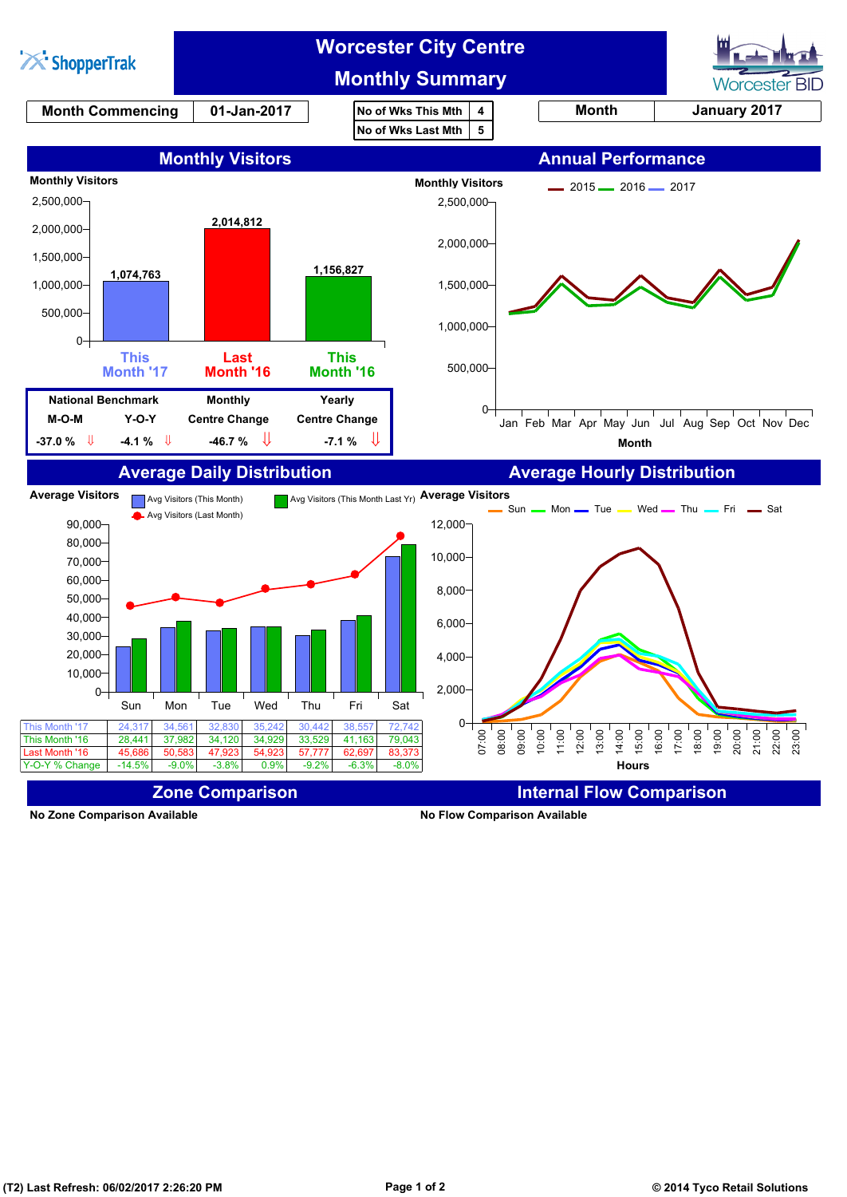ShopperTrak

# Worcester City Centre Monthly Summary

Worcester BID

| Month Commencing | 01-Jan-2017 |
|---|---|

| No of Wks This Mth | 4 |
|---|---|
| No of Wks Last Mth | 5 |

| Month | January 2017 |
|---|---|

## Monthly Visitors

Monthly Visitors

| | This Month '17 | Last Month '16 | This Month '16 |
|---|---|---|---|
| Monthly Visitors | 1,074,763 | 2,014,812 | 1,156,827 |

| National Benchmark M-O-M | National Benchmark Y-O-Y | Monthly Centre Change | Yearly Centre Change |
|---|---|---|---|
| -37.0 % ⇩ | -4.1 % ⇩ | -46.7 % ⇩ | -7.1 % ⇩ |

## Annual Performance

Monthly Visitors — 2015, 2016, 2017 (Jan–Dec, by Month)

## Average Daily Distribution

Average Visitors — Avg Visitors (This Month), Avg Visitors (This Month Last Yr), Avg Visitors (Last Month)

| | Sun | Mon | Tue | Wed | Thu | Fri | Sat |
|---|---|---|---|---|---|---|---|
| This Month '17 | 24,317 | 34,561 | 32,830 | 35,242 | 30,442 | 38,557 | 72,742 |
| This Month '16 | 28,441 | 37,982 | 34,120 | 34,929 | 33,529 | 41,163 | 79,043 |
| Last Month '16 | 45,686 | 50,583 | 47,923 | 54,923 | 57,777 | 62,697 | 83,373 |
| Y-O-Y % Change | -14.5% | -9.0% | -3.8% | 0.9% | -9.2% | -6.3% | -8.0% |

## Average Hourly Distribution

Average Visitors — Sun, Mon, Tue, Wed, Thu, Fri, Sat (Hours 07:00–23:00)

## Zone Comparison

No Zone Comparison Available

## Internal Flow Comparison

No Flow Comparison Available

(T2) Last Refresh: 06/02/2017 2:26:20 PM

© 2014 Tyco Retail Solutions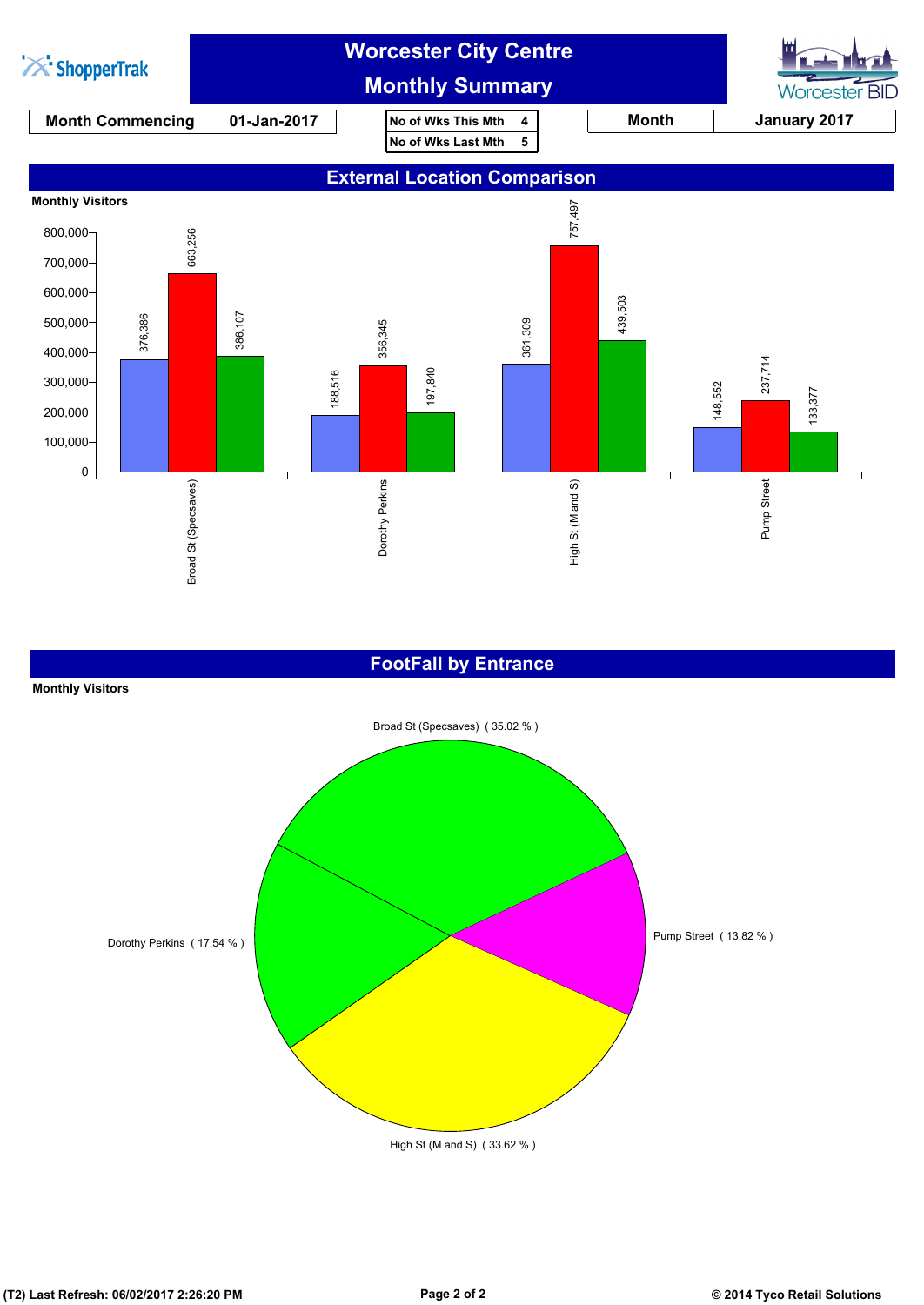# Worcester City Centre
## Monthly Summary

ShopperTrak | Worcester BID

| Month Commencing | 01-Jan-2017 |
|---|---|

| No of Wks This Mth | 4 |
|---|---|
| No of Wks Last Mth | 5 |

| Month | January 2017 |
|---|---|

## External Location Comparison

**Monthly Visitors**

| Location | Blue | Red | Green |
|---|---|---|---|
| Broad St (Specsaves) | 376,386 | 663,256 | 386,107 |
| Dorothy Perkins | 188,516 | 356,345 | 197,840 |
| High St (M and S) | 361,309 | 757,497 | 439,503 |
| Pump Street | 148,552 | 237,714 | 133,377 |

## FootFall by Entrance

**Monthly Visitors**

| Entrance | Share |
|---|---|
| Broad St (Specsaves) | 35.02 % |
| Dorothy Perkins | 17.54 % |
| High St (M and S) | 33.62 % |
| Pump Street | 13.82 % |

(T2) Last Refresh: 06/02/2017 2:26:20 PM

© 2014 Tyco Retail Solutions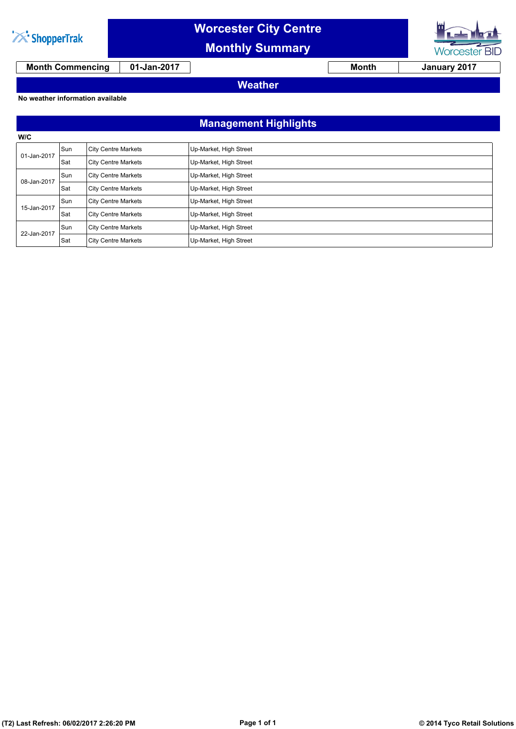# Worcester City Centre
## Monthly Summary

| Month Commencing | 01-Jan-2017 | Month | January 2017 |
|---|---|---|---|

## Weather

**No weather information available**

## Management Highlights

**W/C**

| | | | |
|---|---|---|---|
| 01-Jan-2017 | Sun | City Centre Markets | Up-Market, High Street |
| | Sat | City Centre Markets | Up-Market, High Street |
| 08-Jan-2017 | Sun | City Centre Markets | Up-Market, High Street |
| | Sat | City Centre Markets | Up-Market, High Street |
| 15-Jan-2017 | Sun | City Centre Markets | Up-Market, High Street |
| | Sat | City Centre Markets | Up-Market, High Street |
| 22-Jan-2017 | Sun | City Centre Markets | Up-Market, High Street |
| | Sat | City Centre Markets | Up-Market, High Street |

(T2) Last Refresh: 06/02/2017 2:26:20 PM

© 2014 Tyco Retail Solutions